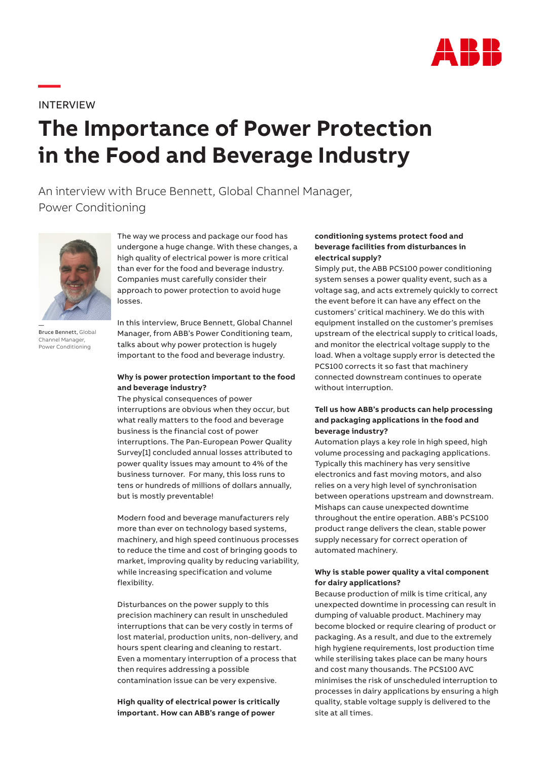INTERVIEW

# The Importance of Power Protection in the Food and Beverage Industry

An interview with Bruce Bennett, Global Channel Manager, Power Conditioning

—
**Bruce Bennett**, Global Channel Manager, Power Conditioning

The way we process and package our food has undergone a huge change. With these changes, a high quality of electrical power is more critical than ever for the food and beverage industry. Companies must carefully consider their approach to power protection to avoid huge losses.

In this interview, Bruce Bennett, Global Channel Manager, from ABB's Power Conditioning team, talks about why power protection is hugely important to the food and beverage industry.

**Why is power protection important to the food and beverage industry?**

The physical consequences of power interruptions are obvious when they occur, but what really matters to the food and beverage business is the financial cost of power interruptions. The Pan-European Power Quality Survey[1] concluded annual losses attributed to power quality issues may amount to 4% of the business turnover. For many, this loss runs to tens or hundreds of millions of dollars annually, but is mostly preventable!

Modern food and beverage manufacturers rely more than ever on technology based systems, machinery, and high speed continuous processes to reduce the time and cost of bringing goods to market, improving quality by reducing variability, while increasing specification and volume flexibility.

Disturbances on the power supply to this precision machinery can result in unscheduled interruptions that can be very costly in terms of lost material, production units, non-delivery, and hours spent clearing and cleaning to restart. Even a momentary interruption of a process that then requires addressing a possible contamination issue can be very expensive.

**High quality of electrical power is critically important. How can ABB's range of power conditioning systems protect food and beverage facilities from disturbances in electrical supply?**

Simply put, the ABB PCS100 power conditioning system senses a power quality event, such as a voltage sag, and acts extremely quickly to correct the event before it can have any effect on the customers' critical machinery. We do this with equipment installed on the customer's premises upstream of the electrical supply to critical loads, and monitor the electrical voltage supply to the load. When a voltage supply error is detected the PCS100 corrects it so fast that machinery connected downstream continues to operate without interruption.

**Tell us how ABB's products can help processing and packaging applications in the food and beverage industry?**

Automation plays a key role in high speed, high volume processing and packaging applications. Typically this machinery has very sensitive electronics and fast moving motors, and also relies on a very high level of synchronisation between operations upstream and downstream. Mishaps can cause unexpected downtime throughout the entire operation. ABB's PCS100 product range delivers the clean, stable power supply necessary for correct operation of automated machinery.

**Why is stable power quality a vital component for dairy applications?**

Because production of milk is time critical, any unexpected downtime in processing can result in dumping of valuable product. Machinery may become blocked or require clearing of product or packaging. As a result, and due to the extremely high hygiene requirements, lost production time while sterilising takes place can be many hours and cost many thousands. The PCS100 AVC minimises the risk of unscheduled interruption to processes in dairy applications by ensuring a high quality, stable voltage supply is delivered to the site at all times.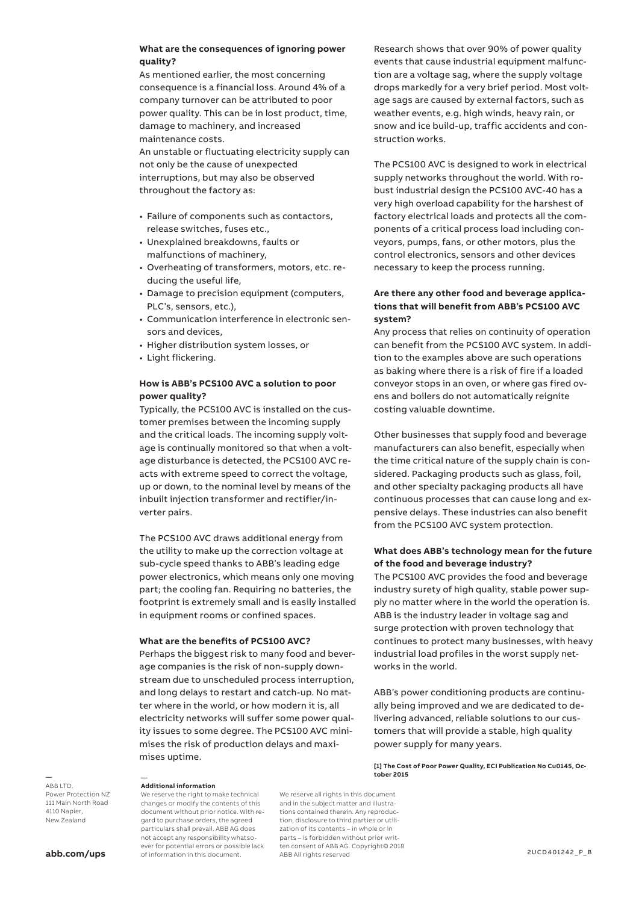**What are the consequences of ignoring power quality?**

As mentioned earlier, the most concerning consequence is a financial loss. Around 4% of a company turnover can be attributed to poor power quality. This can be in lost product, time, damage to machinery, and increased maintenance costs.

An unstable or fluctuating electricity supply can not only be the cause of unexpected interruptions, but may also be observed throughout the factory as:

- Failure of components such as contactors, release switches, fuses etc.,
- Unexplained breakdowns, faults or malfunctions of machinery,
- Overheating of transformers, motors, etc. reducing the useful life,
- Damage to precision equipment (computers, PLC's, sensors, etc.),
- Communication interference in electronic sensors and devices,
- Higher distribution system losses, or
- Light flickering.

**How is ABB's PCS100 AVC a solution to poor power quality?**

Typically, the PCS100 AVC is installed on the customer premises between the incoming supply and the critical loads. The incoming supply voltage is continually monitored so that when a voltage disturbance is detected, the PCS100 AVC reacts with extreme speed to correct the voltage, up or down, to the nominal level by means of the inbuilt injection transformer and rectifier/inverter pairs.

The PCS100 AVC draws additional energy from the utility to make up the correction voltage at sub-cycle speed thanks to ABB's leading edge power electronics, which means only one moving part; the cooling fan. Requiring no batteries, the footprint is extremely small and is easily installed in equipment rooms or confined spaces.

**What are the benefits of PCS100 AVC?**

Perhaps the biggest risk to many food and beverage companies is the risk of non-supply downstream due to unscheduled process interruption, and long delays to restart and catch-up. No matter where in the world, or how modern it is, all electricity networks will suffer some power quality issues to some degree. The PCS100 AVC minimises the risk of production delays and maximises uptime.

Research shows that over 90% of power quality events that cause industrial equipment malfunction are a voltage sag, where the supply voltage drops markedly for a very brief period. Most voltage sags are caused by external factors, such as weather events, e.g. high winds, heavy rain, or snow and ice build-up, traffic accidents and construction works.

The PCS100 AVC is designed to work in electrical supply networks throughout the world. With robust industrial design the PCS100 AVC-40 has a very high overload capability for the harshest of factory electrical loads and protects all the components of a critical process load including conveyors, pumps, fans, or other motors, plus the control electronics, sensors and other devices necessary to keep the process running.

**Are there any other food and beverage applications that will benefit from ABB's PCS100 AVC system?**

Any process that relies on continuity of operation can benefit from the PCS100 AVC system. In addition to the examples above are such operations as baking where there is a risk of fire if a loaded conveyor stops in an oven, or where gas fired ovens and boilers do not automatically reignite costing valuable downtime.

Other businesses that supply food and beverage manufacturers can also benefit, especially when the time critical nature of the supply chain is considered. Packaging products such as glass, foil, and other specialty packaging products all have continuous processes that can cause long and expensive delays. These industries can also benefit from the PCS100 AVC system protection.

**What does ABB's technology mean for the future of the food and beverage industry?**

The PCS100 AVC provides the food and beverage industry surety of high quality, stable power supply no matter where in the world the operation is. ABB is the industry leader in voltage sag and surge protection with proven technology that continues to protect many businesses, with heavy industrial load profiles in the worst supply networks in the world.

ABB's power conditioning products are continually being improved and we are dedicated to delivering advanced, reliable solutions to our customers that will provide a stable, high quality power supply for many years.

**[1] The Cost of Poor Power Quality, ECI Publication No Cu0145, October 2015**

—
ABB LTD.
Power Protection NZ
111 Main North Road
4110 Napier,
New Zealand

**abb.com/ups**

—
**Additional information**

We reserve the right to make technical changes or modify the contents of this document without prior notice. With regard to purchase orders, the agreed particulars shall prevail. ABB AG does not accept any responsibility whatsoever for potential errors or possible lack of information in this document.

We reserve all rights in this document and in the subject matter and illustrations contained therein. Any reproduction, disclosure to third parties or utilization of its contents – in whole or in parts – is forbidden without prior written consent of ABB AG. Copyright© 2018 ABB All rights reserved

2UCD401242_P_B